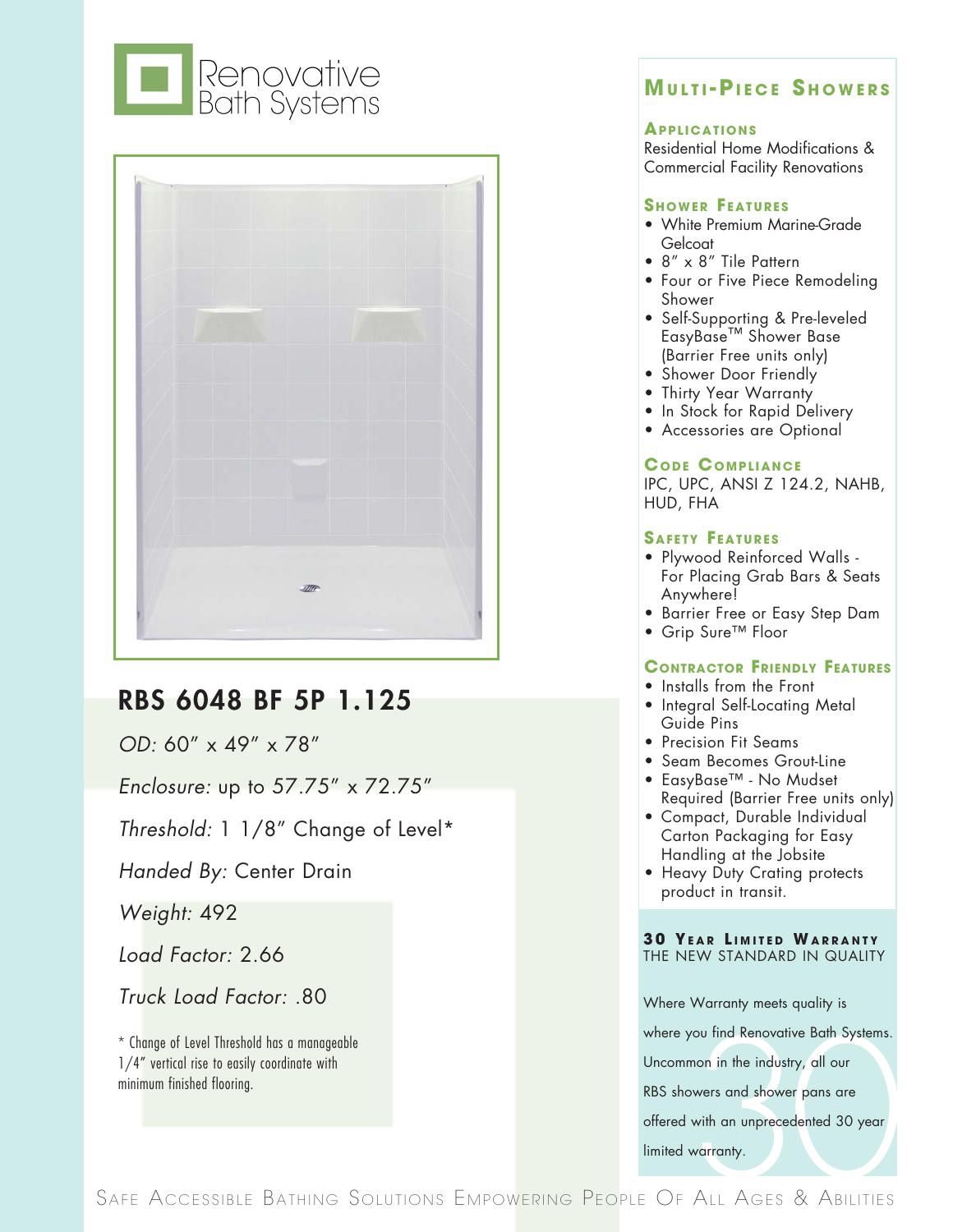# Renovative Bath Systems

## RBS 6048 BF 5P 1.125

*OD:* 60″ x 49″ x 78″

*Enclosure:* up to 57.75″ x 72.75″

*Threshold:* 1 1/8″ Change of Level*

*Handed By:* Center Drain

*Weight:* 492

*Load Factor:* 2.66

*Truck Load Factor:* .80

\* Change of Level Threshold has a manageable 1/4″ vertical rise to easily coordinate with minimum finished flooring.

## Multi-Piece Showers

### Applications

Residential Home Modifications & Commercial Facility Renovations

### Shower Features

- White Premium Marine-Grade Gelcoat
- 8″ x 8″ Tile Pattern
- Four or Five Piece Remodeling Shower
- Self-Supporting & Pre-leveled EasyBase™ Shower Base (Barrier Free units only)
- Shower Door Friendly
- Thirty Year Warranty
- In Stock for Rapid Delivery
- Accessories are Optional

### Code Compliance

IPC, UPC, ANSI Z 124.2, NAHB, HUD, FHA

### Safety Features

- Plywood Reinforced Walls - For Placing Grab Bars & Seats Anywhere!
- Barrier Free or Easy Step Dam
- Grip Sure™ Floor

### Contractor Friendly Features

- Installs from the Front
- Integral Self-Locating Metal Guide Pins
- Precision Fit Seams
- Seam Becomes Grout-Line
- EasyBase™ - No Mudset Required (Barrier Free units only)
- Compact, Durable Individual Carton Packaging for Easy Handling at the Jobsite
- Heavy Duty Crating protects product in transit.

### 30 Year Limited Warranty

THE NEW STANDARD IN QUALITY

Where Warranty meets quality is where you find Renovative Bath Systems. Uncommon in the industry, all our RBS showers and shower pans are offered with an unprecedented 30 year limited warranty.

Safe Accessible Bathing Solutions Empowering People Of All Ages & Abilities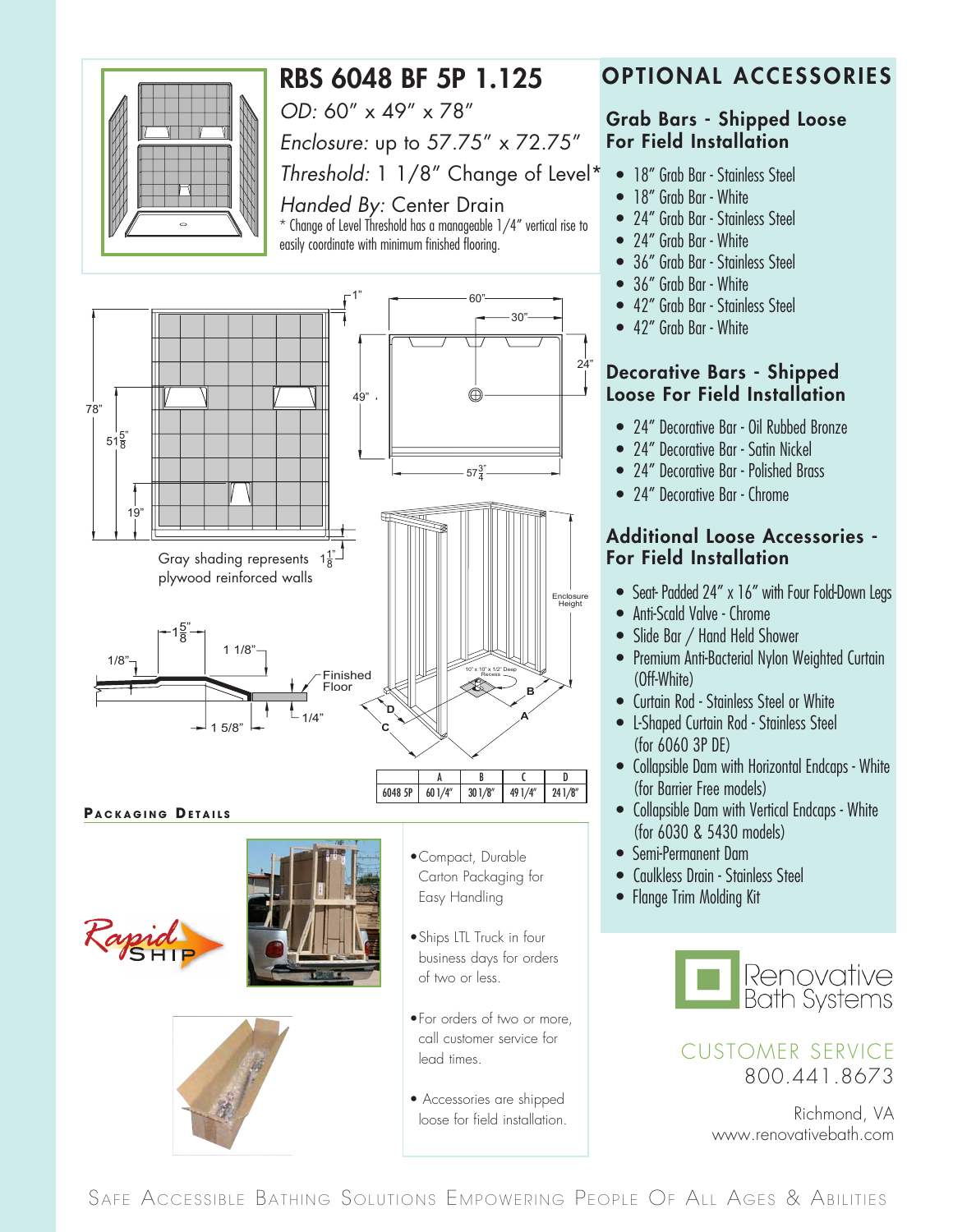# RBS 6048 BF 5P 1.125

*OD:* 60" x 49" x 78"

*Enclosure:* up to 57.75" x 72.75"

*Threshold:* 1 1/8" Change of Level*

*Handed By:* Center Drain

* Change of Level Threshold has a manageable 1/4" vertical rise to easily coordinate with minimum finished flooring.

Gray shading represents plywood reinforced walls

1/8"
1 5/8"
1 1/8"
Finished Floor
1/4"
1 5/8"

Enclosure Height

10" x 10" x 1/2" Deep Recess

| | A | B | C | D |
|---|---|---|---|---|
| 6048 5P | 60 1/4" | 30 1/8" | 49 1/4" | 24 1/8" |

## Packaging Details

- Compact, Durable Carton Packaging for Easy Handling
- Ships LTL Truck in four business days for orders of two or less.
- For orders of two or more, call customer service for lead times.
- Accessories are shipped loose for field installation.

## OPTIONAL ACCESSORIES

### Grab Bars - Shipped Loose For Field Installation

- 18" Grab Bar - Stainless Steel
- 18" Grab Bar - White
- 24" Grab Bar - Stainless Steel
- 24" Grab Bar - White
- 36" Grab Bar - Stainless Steel
- 36" Grab Bar - White
- 42" Grab Bar - Stainless Steel
- 42" Grab Bar - White

### Decorative Bars - Shipped Loose For Field Installation

- 24" Decorative Bar - Oil Rubbed Bronze
- 24" Decorative Bar - Satin Nickel
- 24" Decorative Bar - Polished Brass
- 24" Decorative Bar - Chrome

### Additional Loose Accessories - For Field Installation

- Seat- Padded 24" x 16" with Four Fold-Down Legs
- Anti-Scald Valve - Chrome
- Slide Bar / Hand Held Shower
- Premium Anti-Bacterial Nylon Weighted Curtain (Off-White)
- Curtain Rod - Stainless Steel or White
- L-Shaped Curtain Rod - Stainless Steel (for 6060 3P DE)
- Collapsible Dam with Horizontal Endcaps - White (for Barrier Free models)
- Collapsible Dam with Vertical Endcaps - White (for 6030 & 5430 models)
- Semi-Permanent Dam
- Caulkless Drain - Stainless Steel
- Flange Trim Molding Kit

Renovative Bath Systems

CUSTOMER SERVICE
800.441.8673

Richmond, VA
www.renovativebath.com

Safe Accessible Bathing Solutions Empowering People Of All Ages & Abilities